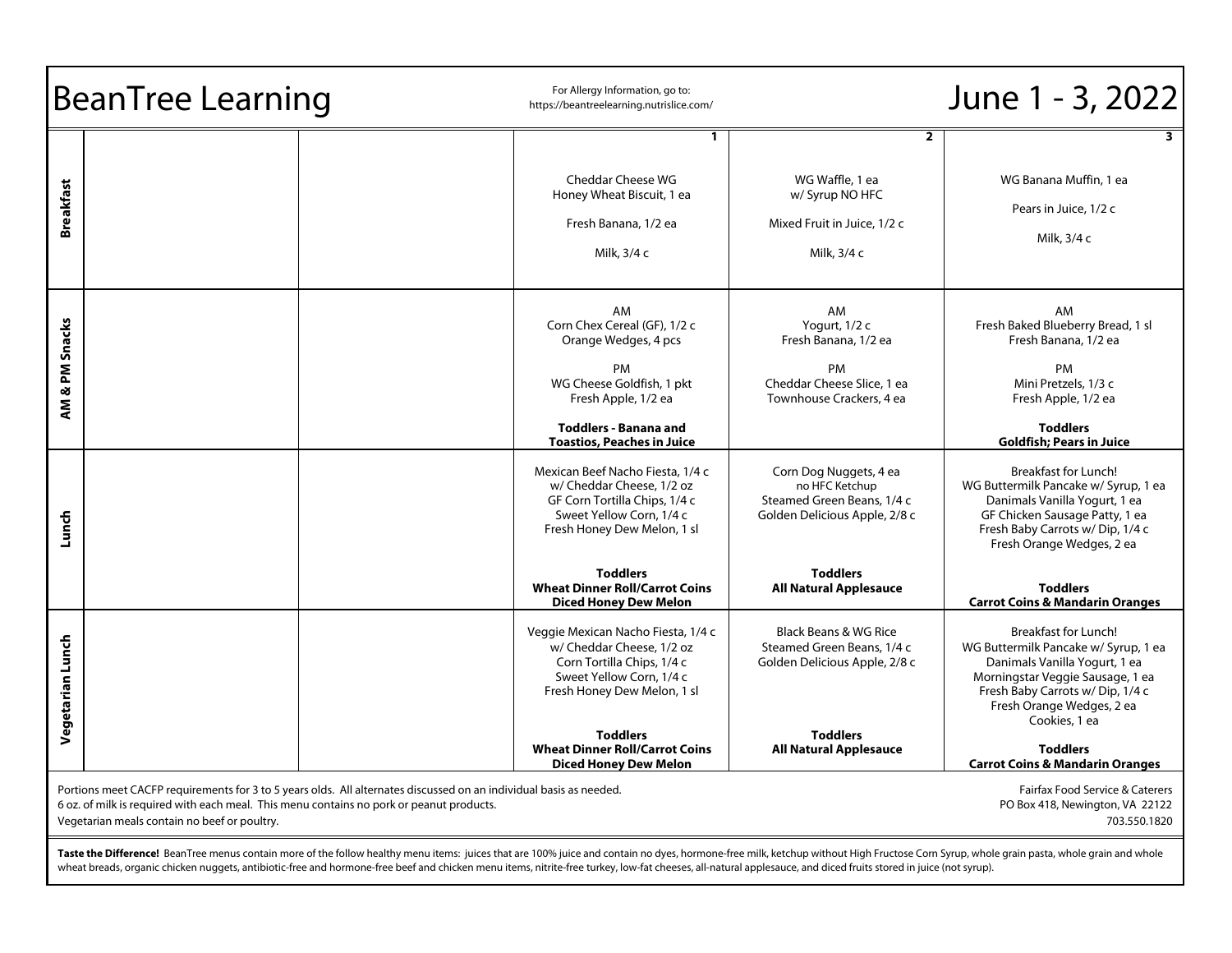# BeanTree Learning

For Allergy Information, go to: https://beantreelearning.nutrislice.com/

## June 1 - 3, 2022

| | | | 1 | 2 | 3 |
|---|---|---|---|---|---|
| **Breakfast** | | | Cheddar Cheese WG Honey Wheat Biscuit, 1 ea<br><br>Fresh Banana, 1/2 ea<br><br>Milk, 3/4 c | WG Waffle, 1 ea w/ Syrup NO HFC<br><br>Mixed Fruit in Juice, 1/2 c<br><br>Milk, 3/4 c | WG Banana Muffin, 1 ea<br><br>Pears in Juice, 1/2 c<br><br>Milk, 3/4 c |
| **AM & PM Snacks** | | | AM<br>Corn Chex Cereal (GF), 1/2 c<br>Orange Wedges, 4 pcs<br><br>PM<br>WG Cheese Goldfish, 1 pkt<br>Fresh Apple, 1/2 ea<br><br>**Toddlers - Banana and Toastios, Peaches in Juice** | AM<br>Yogurt, 1/2 c<br>Fresh Banana, 1/2 ea<br><br>PM<br>Cheddar Cheese Slice, 1 ea<br>Townhouse Crackers, 4 ea | AM<br>Fresh Baked Blueberry Bread, 1 sl<br>Fresh Banana, 1/2 ea<br><br>PM<br>Mini Pretzels, 1/3 c<br>Fresh Apple, 1/2 ea<br><br>**Toddlers**<br>**Goldfish; Pears in Juice** |
| **Lunch** | | | Mexican Beef Nacho Fiesta, 1/4 c w/ Cheddar Cheese, 1/2 oz<br>GF Corn Tortilla Chips, 1/4 c<br>Sweet Yellow Corn, 1/4 c<br>Fresh Honey Dew Melon, 1 sl<br><br>**Toddlers**<br>**Wheat Dinner Roll/Carrot Coins**<br>**Diced Honey Dew Melon** | Corn Dog Nuggets, 4 ea<br>no HFC Ketchup<br>Steamed Green Beans, 1/4 c<br>Golden Delicious Apple, 2/8 c<br><br>**Toddlers**<br>**All Natural Applesauce** | Breakfast for Lunch!<br>WG Buttermilk Pancake w/ Syrup, 1 ea<br>Danimals Vanilla Yogurt, 1 ea<br>GF Chicken Sausage Patty, 1 ea<br>Fresh Baby Carrots w/ Dip, 1/4 c<br>Fresh Orange Wedges, 2 ea<br><br>**Toddlers**<br>**Carrot Coins & Mandarin Oranges** |
| **Vegetarian Lunch** | | | Veggie Mexican Nacho Fiesta, 1/4 c w/ Cheddar Cheese, 1/2 oz<br>Corn Tortilla Chips, 1/4 c<br>Sweet Yellow Corn, 1/4 c<br>Fresh Honey Dew Melon, 1 sl<br><br>**Toddlers**<br>**Wheat Dinner Roll/Carrot Coins**<br>**Diced Honey Dew Melon** | Black Beans & WG Rice<br>Steamed Green Beans, 1/4 c<br>Golden Delicious Apple, 2/8 c<br><br>**Toddlers**<br>**All Natural Applesauce** | Breakfast for Lunch!<br>WG Buttermilk Pancake w/ Syrup, 1 ea<br>Danimals Vanilla Yogurt, 1 ea<br>Morningstar Veggie Sausage, 1 ea<br>Fresh Baby Carrots w/ Dip, 1/4 c<br>Fresh Orange Wedges, 2 ea<br>Cookies, 1 ea<br><br>**Toddlers**<br>**Carrot Coins & Mandarin Oranges** |

Portions meet CACFP requirements for 3 to 5 years olds. All alternates discussed on an individual basis as needed.
6 oz. of milk is required with each meal. This menu contains no pork or peanut products.
Vegetarian meals contain no beef or poultry.

Fairfax Food Service & Caterers
PO Box 418, Newington, VA 22122
703.550.1820

**Taste the Difference!** BeanTree menus contain more of the follow healthy menu items: juices that are 100% juice and contain no dyes, hormone-free milk, ketchup without High Fructose Corn Syrup, whole grain pasta, whole grain and whole wheat breads, organic chicken nuggets, antibiotic-free and hormone-free beef and chicken menu items, nitrite-free turkey, low-fat cheeses, all-natural applesauce, and diced fruits stored in juice (not syrup).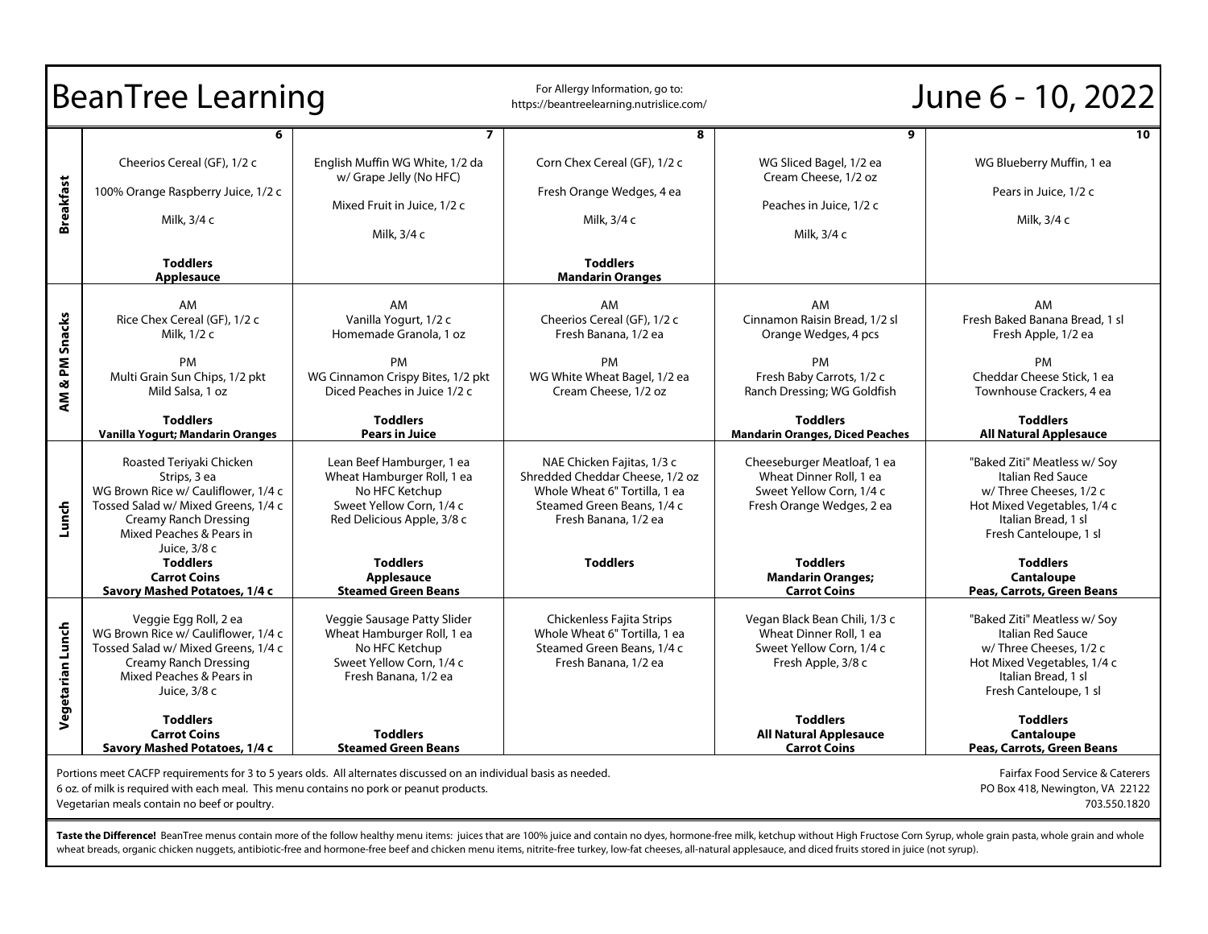# BeanTree Learning

For Allergy Information, go to: https://beantreelearning.nutrislice.com/

# June 6 - 10, 2022

| | 6 | 7 | 8 | 9 | 10 |
|---|---|---|---|---|---|
| **Breakfast** | Cheerios Cereal (GF), 1/2 c<br>100% Orange Raspberry Juice, 1/2 c<br>Milk, 3/4 c<br>**Toddlers**<br>**Applesauce** | English Muffin WG White, 1/2 da w/ Grape Jelly (No HFC)<br>Mixed Fruit in Juice, 1/2 c<br>Milk, 3/4 c | Corn Chex Cereal (GF), 1/2 c<br>Fresh Orange Wedges, 4 ea<br>Milk, 3/4 c<br>**Toddlers**<br>**Mandarin Oranges** | WG Sliced Bagel, 1/2 ea<br>Cream Cheese, 1/2 oz<br>Peaches in Juice, 1/2 c<br>Milk, 3/4 c | WG Blueberry Muffin, 1 ea<br>Pears in Juice, 1/2 c<br>Milk, 3/4 c |
| **AM & PM Snacks** | AM<br>Rice Chex Cereal (GF), 1/2 c<br>Milk, 1/2 c<br>PM<br>Multi Grain Sun Chips, 1/2 pkt<br>Mild Salsa, 1 oz<br>**Toddlers**<br>**Vanilla Yogurt; Mandarin Oranges** | AM<br>Vanilla Yogurt, 1/2 c<br>Homemade Granola, 1 oz<br>PM<br>WG Cinnamon Crispy Bites, 1/2 pkt<br>Diced Peaches in Juice 1/2 c<br>**Toddlers**<br>**Pears in Juice** | AM<br>Cheerios Cereal (GF), 1/2 c<br>Fresh Banana, 1/2 ea<br>PM<br>WG White Wheat Bagel, 1/2 ea<br>Cream Cheese, 1/2 oz | AM<br>Cinnamon Raisin Bread, 1/2 sl<br>Orange Wedges, 4 pcs<br>PM<br>Fresh Baby Carrots, 1/2 c<br>Ranch Dressing; WG Goldfish<br>**Toddlers**<br>**Mandarin Oranges, Diced Peaches** | AM<br>Fresh Baked Banana Bread, 1 sl<br>Fresh Apple, 1/2 ea<br>PM<br>Cheddar Cheese Stick, 1 ea<br>Townhouse Crackers, 4 ea<br>**Toddlers**<br>**All Natural Applesauce** |
| **Lunch** | Roasted Teriyaki Chicken Strips, 3 ea<br>WG Brown Rice w/ Cauliflower, 1/4 c<br>Tossed Salad w/ Mixed Greens, 1/4 c<br>Creamy Ranch Dressing<br>Mixed Peaches & Pears in Juice, 3/8 c<br>**Toddlers**<br>**Carrot Coins**<br>**Savory Mashed Potatoes, 1/4 c** | Lean Beef Hamburger, 1 ea<br>Wheat Hamburger Roll, 1 ea<br>No HFC Ketchup<br>Sweet Yellow Corn, 1/4 c<br>Red Delicious Apple, 3/8 c<br>**Toddlers**<br>**Applesauce**<br>**Steamed Green Beans** | NAE Chicken Fajitas, 1/3 c<br>Shredded Cheddar Cheese, 1/2 oz<br>Whole Wheat 6" Tortilla, 1 ea<br>Steamed Green Beans, 1/4 c<br>Fresh Banana, 1/2 ea<br>**Toddlers** | Cheeseburger Meatloaf, 1 ea<br>Wheat Dinner Roll, 1 ea<br>Sweet Yellow Corn, 1/4 c<br>Fresh Orange Wedges, 2 ea<br>**Toddlers**<br>**Mandarin Oranges;**<br>**Carrot Coins** | "Baked Ziti" Meatless w/ Soy Italian Red Sauce w/ Three Cheeses, 1/2 c<br>Hot Mixed Vegetables, 1/4 c<br>Italian Bread, 1 sl<br>Fresh Canteloupe, 1 sl<br>**Toddlers**<br>**Cantaloupe**<br>**Peas, Carrots, Green Beans** |
| **Vegetarian Lunch** | Veggie Egg Roll, 2 ea<br>WG Brown Rice w/ Cauliflower, 1/4 c<br>Tossed Salad w/ Mixed Greens, 1/4 c<br>Creamy Ranch Dressing<br>Mixed Peaches & Pears in Juice, 3/8 c<br>**Toddlers**<br>**Carrot Coins**<br>**Savory Mashed Potatoes, 1/4 c** | Veggie Sausage Patty Slider<br>Wheat Hamburger Roll, 1 ea<br>No HFC Ketchup<br>Sweet Yellow Corn, 1/4 c<br>Fresh Banana, 1/2 ea<br>**Toddlers**<br>**Steamed Green Beans** | Chickenless Fajita Strips<br>Whole Wheat 6" Tortilla, 1 ea<br>Steamed Green Beans, 1/4 c<br>Fresh Banana, 1/2 ea | Vegan Black Bean Chili, 1/3 c<br>Wheat Dinner Roll, 1 ea<br>Sweet Yellow Corn, 1/4 c<br>Fresh Apple, 3/8 c<br>**Toddlers**<br>**All Natural Applesauce**<br>**Carrot Coins** | "Baked Ziti" Meatless w/ Soy Italian Red Sauce w/ Three Cheeses, 1/2 c<br>Hot Mixed Vegetables, 1/4 c<br>Italian Bread, 1 sl<br>Fresh Canteloupe, 1 sl<br>**Toddlers**<br>**Cantaloupe**<br>**Peas, Carrots, Green Beans** |

Portions meet CACFP requirements for 3 to 5 years olds. All alternates discussed on an individual basis as needed.
6 oz. of milk is required with each meal. This menu contains no pork or peanut products.
Vegetarian meals contain no beef or poultry.

Fairfax Food Service & Caterers
PO Box 418, Newington, VA 22122
703.550.1820

**Taste the Difference!** BeanTree menus contain more of the follow healthy menu items: juices that are 100% juice and contain no dyes, hormone-free milk, ketchup without High Fructose Corn Syrup, whole grain pasta, whole grain and whole wheat breads, organic chicken nuggets, antibiotic-free and hormone-free beef and chicken menu items, nitrite-free turkey, low-fat cheeses, all-natural applesauce, and diced fruits stored in juice (not syrup).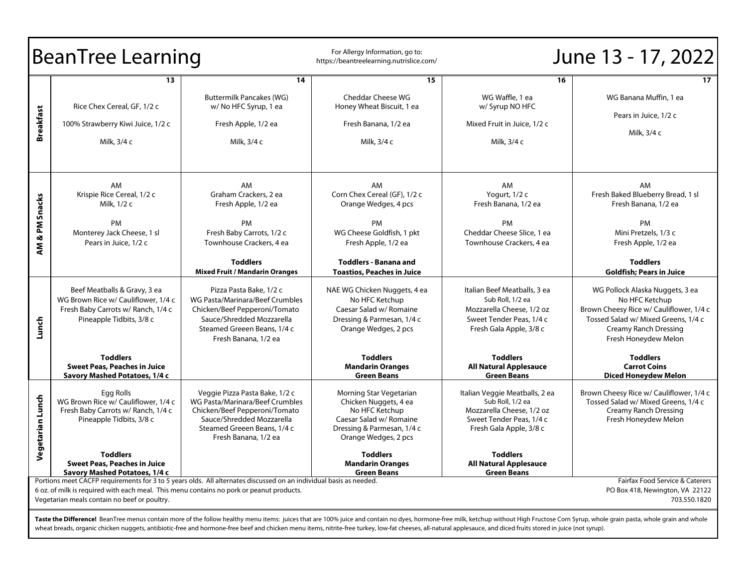# BeanTree Learning

For Allergy Information, go to: https://beantreelearning.nutrislice.com/

# June 13 - 17, 2022

| | 13 | 14 | 15 | 16 | 17 |
|---|---|---|---|---|---|
| **Breakfast** | Rice Chex Cereal, GF, 1/2 c<br>100% Strawberry Kiwi Juice, 1/2 c<br>Milk, 3/4 c | Buttermilk Pancakes (WG) w/ No HFC Syrup, 1 ea<br>Fresh Apple, 1/2 ea<br>Milk, 3/4 c | Cheddar Cheese WG Honey Wheat Biscuit, 1 ea<br>Fresh Banana, 1/2 ea<br>Milk, 3/4 c | WG Waffle, 1 ea w/ Syrup NO HFC<br>Mixed Fruit in Juice, 1/2 c<br>Milk, 3/4 c | WG Banana Muffin, 1 ea<br>Pears in Juice, 1/2 c<br>Milk, 3/4 c |
| **AM & PM Snacks** | AM<br>Krispie Rice Cereal, 1/2 c<br>Milk, 1/2 c<br>PM<br>Monterey Jack Cheese, 1 sl<br>Pears in Juice, 1/2 c | AM<br>Graham Crackers, 2 ea<br>Fresh Apple, 1/2 ea<br>PM<br>Fresh Baby Carrots, 1/2 c<br>Townhouse Crackers, 4 ea<br>**Toddlers**<br>**Mixed Fruit / Mandarin Oranges** | AM<br>Corn Chex Cereal (GF), 1/2 c<br>Orange Wedges, 4 pcs<br>PM<br>WG Cheese Goldfish, 1 pkt<br>Fresh Apple, 1/2 ea<br>**Toddlers - Banana and Toastios, Peaches in Juice** | AM<br>Yogurt, 1/2 c<br>Fresh Banana, 1/2 ea<br>PM<br>Cheddar Cheese Slice, 1 ea<br>Townhouse Crackers, 4 ea | AM<br>Fresh Baked Blueberry Bread, 1 sl<br>Fresh Banana, 1/2 ea<br>PM<br>Mini Pretzels, 1/3 c<br>Fresh Apple, 1/2 ea<br>**Toddlers**<br>**Goldfish; Pears in Juice** |
| **Lunch** | Beef Meatballs & Gravy, 3 ea<br>WG Brown Rice w/ Cauliflower, 1/4 c<br>Fresh Baby Carrots w/ Ranch, 1/4 c<br>Pineapple Tidbits, 3/8 c<br>**Toddlers**<br>**Sweet Peas, Peaches in Juice**<br>**Savory Mashed Potatoes, 1/4 c** | Pizza Pasta Bake, 1/2 c<br>WG Pasta/Marinara/Beef Crumbles<br>Chicken/Beef Pepperoni/Tomato Sauce/Shredded Mozzarella<br>Steamed Greeen Beans, 1/4 c<br>Fresh Banana, 1/2 ea | NAE WG Chicken Nuggets, 4 ea<br>No HFC Ketchup<br>Caesar Salad w/ Romaine Dressing & Parmesan, 1/4 c<br>Orange Wedges, 2 pcs<br>**Toddlers**<br>**Mandarin Oranges**<br>**Green Beans** | Italian Beef Meatballs, 3 ea<br>Sub Roll, 1/2 ea<br>Mozzarella Cheese, 1/2 oz<br>Sweet Tender Peas, 1/4 c<br>Fresh Gala Apple, 3/8 c<br>**Toddlers**<br>**All Natural Applesauce**<br>**Green Beans** | WG Pollock Alaska Nuggets, 3 ea<br>No HFC Ketchup<br>Brown Cheesy Rice w/ Cauliflower, 1/4 c<br>Tossed Salad w/ Mixed Greens, 1/4 c<br>Creamy Ranch Dressing<br>Fresh Honeydew Melon<br>**Toddlers**<br>**Carrot Coins**<br>**Diced Honeydew Melon** |
| **Vegetarian Lunch** | Egg Rolls<br>WG Brown Rice w/ Cauliflower, 1/4 c<br>Fresh Baby Carrots w/ Ranch, 1/4 c<br>Pineapple Tidbits, 3/8 c<br>**Toddlers**<br>**Sweet Peas, Peaches in Juice**<br>**Savory Mashed Potatoes, 1/4 c** | Veggie Pizza Pasta Bake, 1/2 c<br>WG Pasta/Marinara/Beef Crumbles<br>Chicken/Beef Pepperoni/Tomato Sauce/Shredded Mozzarella<br>Steamed Greeen Beans, 1/4 c<br>Fresh Banana, 1/2 ea | Morning Star Vegetarian Chicken Nuggets, 4 ea<br>No HFC Ketchup<br>Caesar Salad w/ Romaine Dressing & Parmesan, 1/4 c<br>Orange Wedges, 2 pcs<br>**Toddlers**<br>**Mandarin Oranges**<br>**Green Beans** | Italian Veggie Meatballs, 2 ea<br>Sub Roll, 1/2 ea<br>Mozzarella Cheese, 1/2 oz<br>Sweet Tender Peas, 1/4 c<br>Fresh Gala Apple, 3/8 c<br>**Toddlers**<br>**All Natural Applesauce**<br>**Green Beans** | Brown Cheesy Rice w/ Cauliflower, 1/4 c<br>Tossed Salad w/ Mixed Greens, 1/4 c<br>Creamy Ranch Dressing<br>Fresh Honeydew Melon |

Portions meet CACFP requirements for 3 to 5 years olds. All alternates discussed on an individual basis as needed.
6 oz. of milk is required with each meal. This menu contains no pork or peanut products.
Vegetarian meals contain no beef or poultry.

Fairfax Food Service & Caterers
PO Box 418, Newington, VA 22122
703.550.1820

**Taste the Difference!** BeanTree menus contain more of the follow healthy menu items: juices that are 100% juice and contain no dyes, hormone-free milk, ketchup without High Fructose Corn Syrup, whole grain pasta, whole grain and whole wheat breads, organic chicken nuggets, antibiotic-free and hormone-free beef and chicken menu items, nitrite-free turkey, low-fat cheeses, all-natural applesauce, and diced fruits stored in juice (not syrup).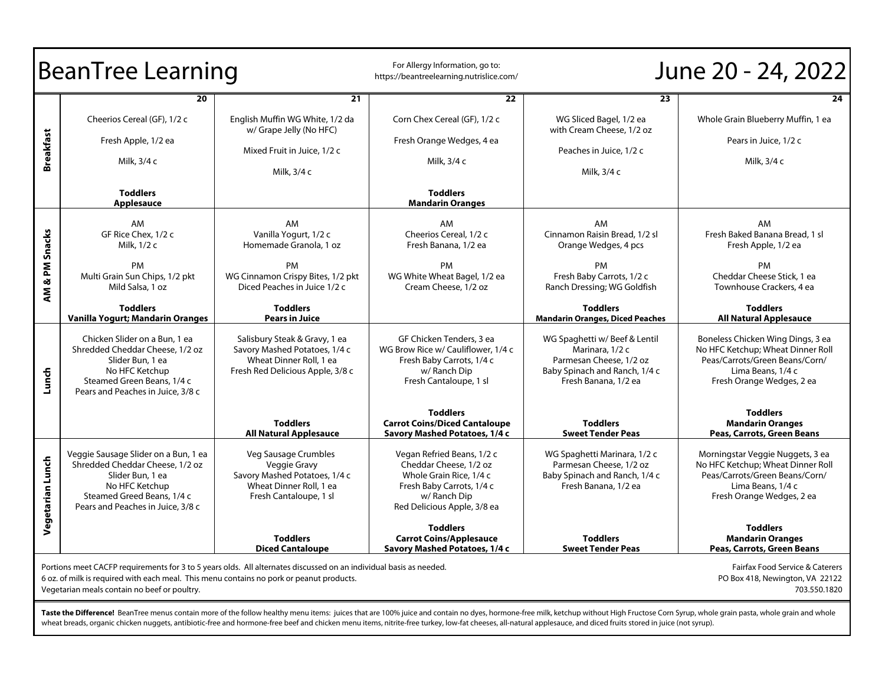# BeanTree Learning

For Allergy Information, go to: https://beantreelearning.nutrislice.com/

## June 20 - 24, 2022

| | 20 | 21 | 22 | 23 | 24 |
|---|---|---|---|---|---|
| **Breakfast** | Cheerios Cereal (GF), 1/2 c<br>Fresh Apple, 1/2 ea<br>Milk, 3/4 c<br>**Toddlers**<br>**Applesauce** | English Muffin WG White, 1/2 da w/ Grape Jelly (No HFC)<br>Mixed Fruit in Juice, 1/2 c<br>Milk, 3/4 c | Corn Chex Cereal (GF), 1/2 c<br>Fresh Orange Wedges, 4 ea<br>Milk, 3/4 c<br>**Toddlers**<br>**Mandarin Oranges** | WG Sliced Bagel, 1/2 ea with Cream Cheese, 1/2 oz<br>Peaches in Juice, 1/2 c<br>Milk, 3/4 c | Whole Grain Blueberry Muffin, 1 ea<br>Pears in Juice, 1/2 c<br>Milk, 3/4 c |
| **AM & PM Snacks** | AM<br>GF Rice Chex, 1/2 c<br>Milk, 1/2 c<br>PM<br>Multi Grain Sun Chips, 1/2 pkt<br>Mild Salsa, 1 oz<br>**Toddlers**<br>**Vanilla Yogurt; Mandarin Oranges** | AM<br>Vanilla Yogurt, 1/2 c<br>Homemade Granola, 1 oz<br>PM<br>WG Cinnamon Crispy Bites, 1/2 pkt<br>Diced Peaches in Juice 1/2 c<br>**Toddlers**<br>**Pears in Juice** | AM<br>Cheerios Cereal, 1/2 c<br>Fresh Banana, 1/2 ea<br>PM<br>WG White Wheat Bagel, 1/2 ea<br>Cream Cheese, 1/2 oz | AM<br>Cinnamon Raisin Bread, 1/2 sl<br>Orange Wedges, 4 pcs<br>PM<br>Fresh Baby Carrots, 1/2 c<br>Ranch Dressing; WG Goldfish<br>**Toddlers**<br>**Mandarin Oranges, Diced Peaches** | AM<br>Fresh Baked Banana Bread, 1 sl<br>Fresh Apple, 1/2 ea<br>PM<br>Cheddar Cheese Stick, 1 ea<br>Townhouse Crackers, 4 ea<br>**Toddlers**<br>**All Natural Applesauce** |
| **Lunch** | Chicken Slider on a Bun, 1 ea<br>Shredded Cheddar Cheese, 1/2 oz<br>Slider Bun, 1 ea<br>No HFC Ketchup<br>Steamed Green Beans, 1/4 c<br>Pears and Peaches in Juice, 3/8 c | Salisbury Steak & Gravy, 1 ea<br>Savory Mashed Potatoes, 1/4 c<br>Wheat Dinner Roll, 1 ea<br>Fresh Red Delicious Apple, 3/8 c<br>**Toddlers**<br>**All Natural Applesauce** | GF Chicken Tenders, 3 ea<br>WG Brow Rice w/ Cauliflower, 1/4 c<br>Fresh Baby Carrots, 1/4 c<br>w/ Ranch Dip<br>Fresh Cantaloupe, 1 sl<br>**Toddlers**<br>**Carrot Coins/Diced Cantaloupe**<br>**Savory Mashed Potatoes, 1/4 c** | WG Spaghetti w/ Beef & Lentil Marinara, 1/2 c<br>Parmesan Cheese, 1/2 oz<br>Baby Spinach and Ranch, 1/4 c<br>Fresh Banana, 1/2 ea<br>**Toddlers**<br>**Sweet Tender Peas** | Boneless Chicken Wing Dings, 3 ea<br>No HFC Ketchup; Wheat Dinner Roll<br>Peas/Carrots/Green Beans/Corn/ Lima Beans, 1/4 c<br>Fresh Orange Wedges, 2 ea<br>**Toddlers**<br>**Mandarin Oranges**<br>**Peas, Carrots, Green Beans** |
| **Vegetarian Lunch** | Veggie Sausage Slider on a Bun, 1 ea<br>Shredded Cheddar Cheese, 1/2 oz<br>Slider Bun, 1 ea<br>No HFC Ketchup<br>Steamed Greed Beans, 1/4 c<br>Pears and Peaches in Juice, 3/8 c | Veg Sausage Crumbles<br>Veggie Gravy<br>Savory Mashed Potatoes, 1/4 c<br>Wheat Dinner Roll, 1 ea<br>Fresh Cantaloupe, 1 sl<br>**Toddlers**<br>**Diced Cantaloupe** | Vegan Refried Beans, 1/2 c<br>Cheddar Cheese, 1/2 oz<br>Whole Grain Rice, 1/4 c<br>Fresh Baby Carrots, 1/4 c<br>w/ Ranch Dip<br>Red Delicious Apple, 3/8 ea<br>**Toddlers**<br>**Carrot Coins/Applesauce**<br>**Savory Mashed Potatoes, 1/4 c** | WG Spaghetti Marinara, 1/2 c<br>Parmesan Cheese, 1/2 oz<br>Baby Spinach and Ranch, 1/4 c<br>Fresh Banana, 1/2 ea<br>**Toddlers**<br>**Sweet Tender Peas** | Morningstar Veggie Nuggets, 3 ea<br>No HFC Ketchup; Wheat Dinner Roll<br>Peas/Carrots/Green Beans/Corn/ Lima Beans, 1/4 c<br>Fresh Orange Wedges, 2 ea<br>**Toddlers**<br>**Mandarin Oranges**<br>**Peas, Carrots, Green Beans** |

Portions meet CACFP requirements for 3 to 5 years olds. All alternates discussed on an individual basis as needed.
6 oz. of milk is required with each meal. This menu contains no pork or peanut products.
Vegetarian meals contain no beef or poultry.

Fairfax Food Service & Caterers
PO Box 418, Newington, VA 22122
703.550.1820

**Taste the Difference!** BeanTree menus contain more of the follow healthy menu items: juices that are 100% juice and contain no dyes, hormone-free milk, ketchup without High Fructose Corn Syrup, whole grain pasta, whole grain and whole wheat breads, organic chicken nuggets, antibiotic-free and hormone-free beef and chicken menu items, nitrite-free turkey, low-fat cheeses, all-natural applesauce, and diced fruits stored in juice (not syrup).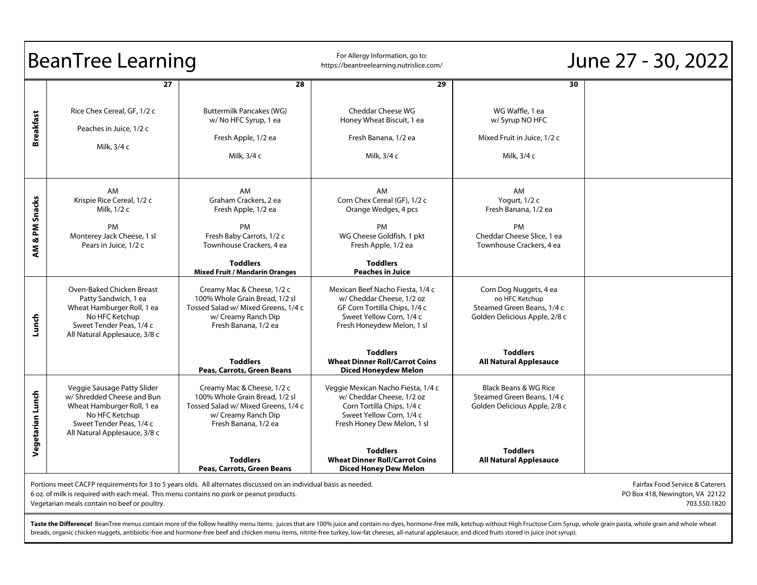# BeanTree Learning

For Allergy Information, go to: https://beantreelearning.nutrislice.com/

# June 27 - 30, 2022

| | 27 | 28 | 29 | 30 | |
|---|---|---|---|---|---|
| **Breakfast** | Rice Chex Cereal, GF, 1/2 c<br>Peaches in Juice, 1/2 c<br>Milk, 3/4 c | Buttermilk Pancakes (WG) w/ No HFC Syrup, 1 ea<br>Fresh Apple, 1/2 ea<br>Milk, 3/4 c | Cheddar Cheese WG Honey Wheat Biscuit, 1 ea<br>Fresh Banana, 1/2 ea<br>Milk, 3/4 c | WG Waffle, 1 ea w/ Syrup NO HFC<br>Mixed Fruit in Juice, 1/2 c<br>Milk, 3/4 c | |
| **AM & PM Snacks** | AM<br>Krispie Rice Cereal, 1/2 c<br>Milk, 1/2 c<br>PM<br>Monterey Jack Cheese, 1 sl<br>Pears in Juice, 1/2 c | AM<br>Graham Crackers, 2 ea<br>Fresh Apple, 1/2 ea<br>PM<br>Fresh Baby Carrots, 1/2 c<br>Townhouse Crackers, 4 ea<br>**Toddlers**<br>**Mixed Fruit / Mandarin Oranges** | AM<br>Corn Chex Cereal (GF), 1/2 c<br>Orange Wedges, 4 pcs<br>PM<br>WG Cheese Goldfish, 1 pkt<br>Fresh Apple, 1/2 ea<br>**Toddlers**<br>**Peaches in Juice** | AM<br>Yogurt, 1/2 c<br>Fresh Banana, 1/2 ea<br>PM<br>Cheddar Cheese Slice, 1 ea<br>Townhouse Crackers, 4 ea | |
| **Lunch** | Oven-Baked Chicken Breast Patty Sandwich, 1 ea<br>Wheat Hamburger Roll, 1 ea<br>No HFC Ketchup<br>Sweet Tender Peas, 1/4 c<br>All Natural Applesauce, 3/8 c | Creamy Mac & Cheese, 1/2 c<br>100% Whole Grain Bread, 1/2 sl<br>Tossed Salad w/ Mixed Greens, 1/4 c<br>w/ Creamy Ranch Dip<br>Fresh Banana, 1/2 ea<br>**Toddlers**<br>**Peas, Carrots, Green Beans** | Mexican Beef Nacho Fiesta, 1/4 c<br>w/ Cheddar Cheese, 1/2 oz<br>GF Corn Tortilla Chips, 1/4 c<br>Sweet Yellow Corn, 1/4 c<br>Fresh Honeydew Melon, 1 sl<br>**Toddlers**<br>**Wheat Dinner Roll/Carrot Coins**<br>**Diced Honeydew Melon** | Corn Dog Nuggets, 4 ea<br>no HFC Ketchup<br>Steamed Green Beans, 1/4 c<br>Golden Delicious Apple, 2/8 c<br>**Toddlers**<br>**All Natural Applesauce** | |
| **Vegetarian Lunch** | Veggie Sausage Patty Slider w/ Shredded Cheese and Bun<br>Wheat Hamburger Roll, 1 ea<br>No HFC Ketchup<br>Sweet Tender Peas, 1/4 c<br>All Natural Applesauce, 3/8 c | Creamy Mac & Cheese, 1/2 c<br>100% Whole Grain Bread, 1/2 sl<br>Tossed Salad w/ Mixed Greens, 1/4 c<br>w/ Creamy Ranch Dip<br>Fresh Banana, 1/2 ea<br>**Toddlers**<br>**Peas, Carrots, Green Beans** | Veggie Mexican Nacho Fiesta, 1/4 c<br>w/ Cheddar Cheese, 1/2 oz<br>Corn Tortilla Chips, 1/4 c<br>Sweet Yellow Corn, 1/4 c<br>Fresh Honey Dew Melon, 1 sl<br>**Toddlers**<br>**Wheat Dinner Roll/Carrot Coins**<br>**Diced Honey Dew Melon** | Black Beans & WG Rice<br>Steamed Green Beans, 1/4 c<br>Golden Delicious Apple, 2/8 c<br>**Toddlers**<br>**All Natural Applesauce** | |

Portions meet CACFP requirements for 3 to 5 years olds. All alternates discussed on an individual basis as needed.
6 oz. of milk is required with each meal. This menu contains no pork or peanut products.
Vegetarian meals contain no beef or poultry.

Fairfax Food Service & Caterers
PO Box 418, Newington, VA 22122
703.550.1820

**Taste the Difference!** BeanTree menus contain more of the follow healthy menu items: juices that are 100% juice and contain no dyes, hormone-free milk, ketchup without High Fructose Corn Syrup, whole grain pasta, whole grain and whole wheat breads, organic chicken nuggets, antibiotic-free and hormone-free beef and chicken menu items, nitrite-free turkey, low-fat cheeses, all-natural applesauce, and diced fruits stored in juice (not syrup).